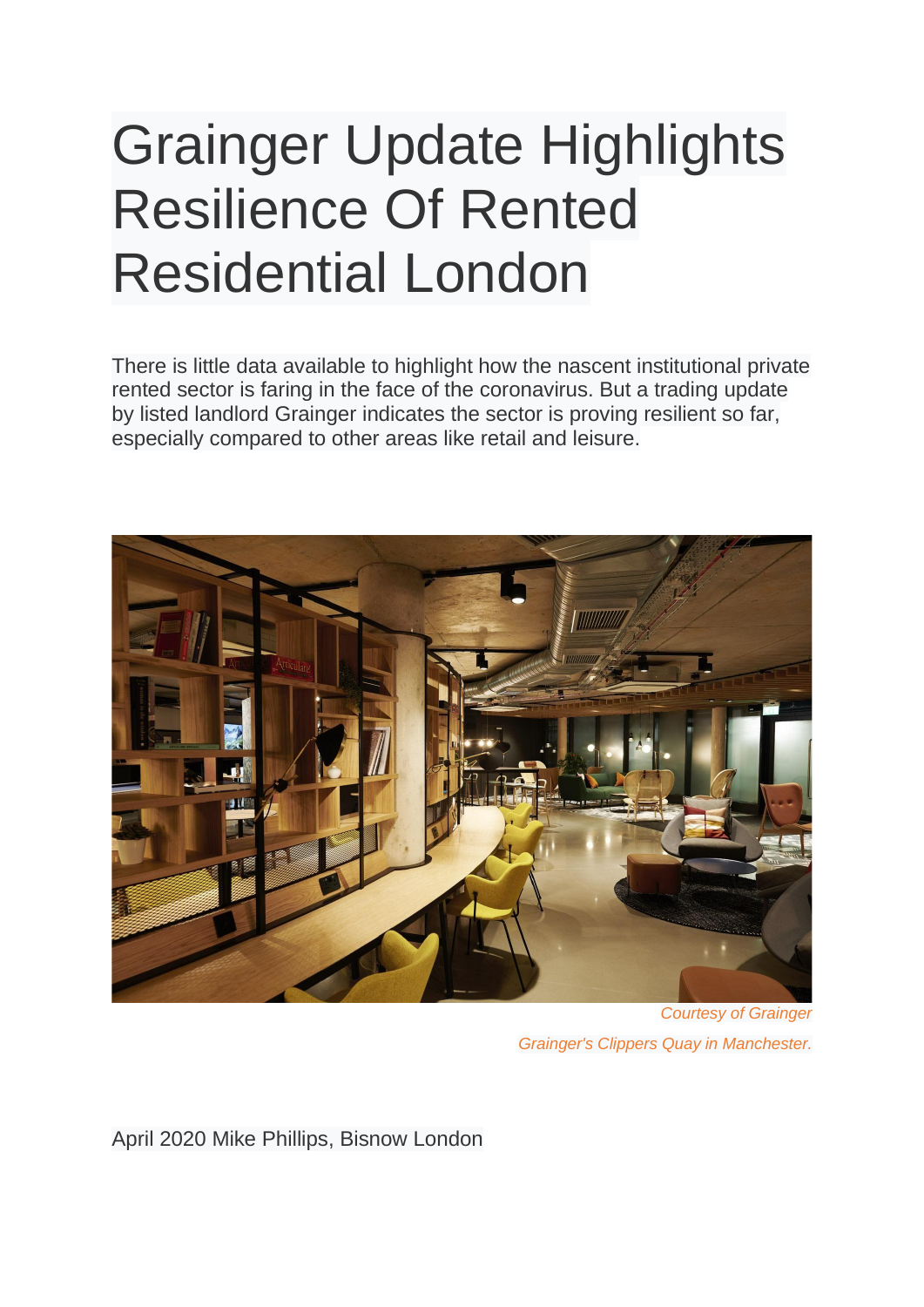# Grainger Update Highlights Resilience Of Rented Residential London

There is little data available to highlight how the nascent institutional private rented sector is faring in the face of the coronavirus. But a trading update by listed landlord Grainger indicates the sector is proving resilient so far, especially compared to other areas like retail and leisure.

*Courtesy of Grainger*

*Grainger's Clippers Quay in Manchester.*

April 2020 Mike Phillips, Bisnow London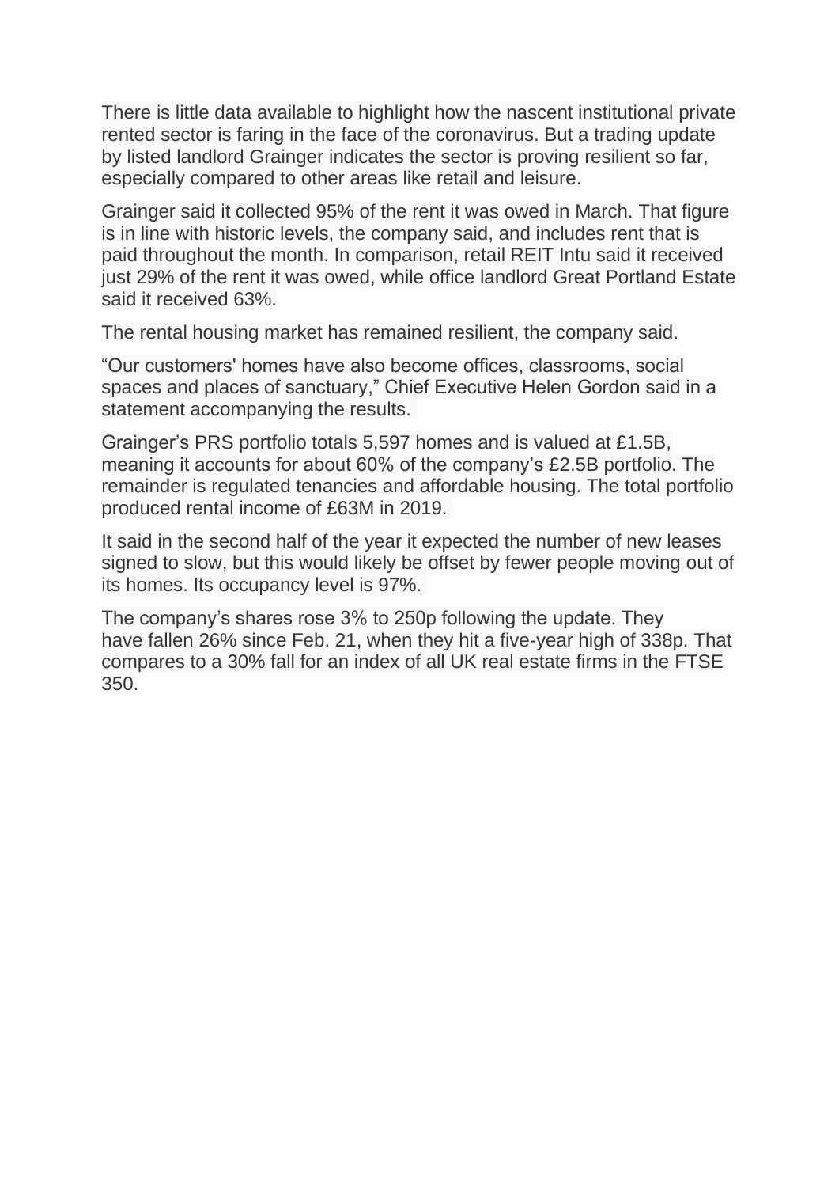There is little data available to highlight how the nascent institutional private rented sector is faring in the face of the coronavirus. But a trading update by listed landlord Grainger indicates the sector is proving resilient so far, especially compared to other areas like retail and leisure.

Grainger said it collected 95% of the rent it was owed in March. That figure is in line with historic levels, the company said, and includes rent that is paid throughout the month. In comparison, retail REIT Intu said it received just 29% of the rent it was owed, while office landlord Great Portland Estate said it received 63%.

The rental housing market has remained resilient, the company said.

“Our customers' homes have also become offices, classrooms, social spaces and places of sanctuary,” Chief Executive Helen Gordon said in a statement accompanying the results.

Grainger’s PRS portfolio totals 5,597 homes and is valued at £1.5B, meaning it accounts for about 60% of the company’s £2.5B portfolio. The remainder is regulated tenancies and affordable housing. The total portfolio produced rental income of £63M in 2019.

It said in the second half of the year it expected the number of new leases signed to slow, but this would likely be offset by fewer people moving out of its homes. Its occupancy level is 97%.

The company’s shares rose 3% to 250p following the update. They have fallen 26% since Feb. 21, when they hit a five-year high of 338p. That compares to a 30% fall for an index of all UK real estate firms in the FTSE 350.